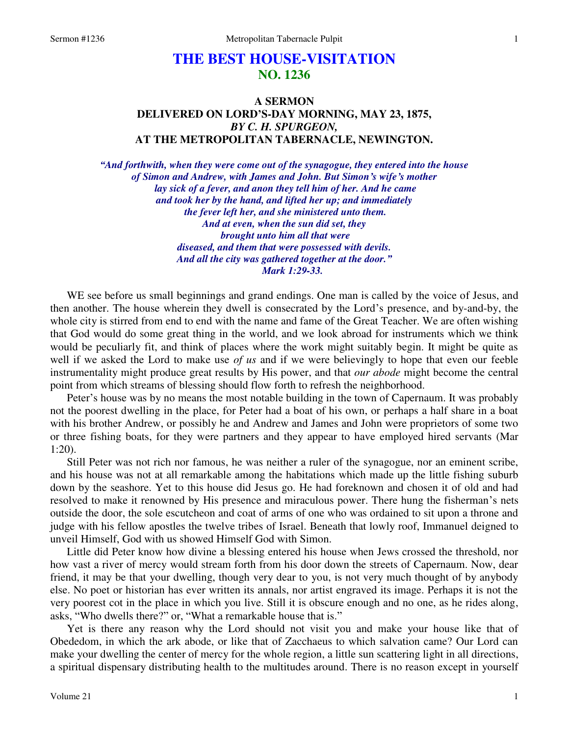# THE BEST HOUSE-VISITATION
## NO. 1236

### A SERMON
### DELIVERED ON LORD'S-DAY MORNING, MAY 23, 1875,
### *BY C. H. SPURGEON,*
### AT THE METROPOLITAN TABERNACLE, NEWINGTON.

*"And forthwith, when they were come out of the synagogue, they entered into the house of Simon and Andrew, with James and John. But Simon's wife's mother lay sick of a fever, and anon they tell him of her. And he came and took her by the hand, and lifted her up; and immediately the fever left her, and she ministered unto them. And at even, when the sun did set, they brought unto him all that were diseased, and them that were possessed with devils. And all the city was gathered together at the door."*
*Mark 1:29-33.*

WE see before us small beginnings and grand endings. One man is called by the voice of Jesus, and then another. The house wherein they dwell is consecrated by the Lord's presence, and by-and-by, the whole city is stirred from end to end with the name and fame of the Great Teacher. We are often wishing that God would do some great thing in the world, and we look abroad for instruments which we think would be peculiarly fit, and think of places where the work might suitably begin. It might be quite as well if we asked the Lord to make use *of us* and if we were believingly to hope that even our feeble instrumentality might produce great results by His power, and that *our abode* might become the central point from which streams of blessing should flow forth to refresh the neighborhood.

Peter's house was by no means the most notable building in the town of Capernaum. It was probably not the poorest dwelling in the place, for Peter had a boat of his own, or perhaps a half share in a boat with his brother Andrew, or possibly he and Andrew and James and John were proprietors of some two or three fishing boats, for they were partners and they appear to have employed hired servants (Mar 1:20).

Still Peter was not rich nor famous, he was neither a ruler of the synagogue, nor an eminent scribe, and his house was not at all remarkable among the habitations which made up the little fishing suburb down by the seashore. Yet to this house did Jesus go. He had foreknown and chosen it of old and had resolved to make it renowned by His presence and miraculous power. There hung the fisherman's nets outside the door, the sole escutcheon and coat of arms of one who was ordained to sit upon a throne and judge with his fellow apostles the twelve tribes of Israel. Beneath that lowly roof, Immanuel deigned to unveil Himself, God with us showed Himself God with Simon.

Little did Peter know how divine a blessing entered his house when Jews crossed the threshold, nor how vast a river of mercy would stream forth from his door down the streets of Capernaum. Now, dear friend, it may be that your dwelling, though very dear to you, is not very much thought of by anybody else. No poet or historian has ever written its annals, nor artist engraved its image. Perhaps it is not the very poorest cot in the place in which you live. Still it is obscure enough and no one, as he rides along, asks, "Who dwells there?" or, "What a remarkable house that is."

Yet is there any reason why the Lord should not visit you and make your house like that of Obededom, in which the ark abode, or like that of Zacchaeus to which salvation came? Our Lord can make your dwelling the center of mercy for the whole region, a little sun scattering light in all directions, a spiritual dispensary distributing health to the multitudes around. There is no reason except in yourself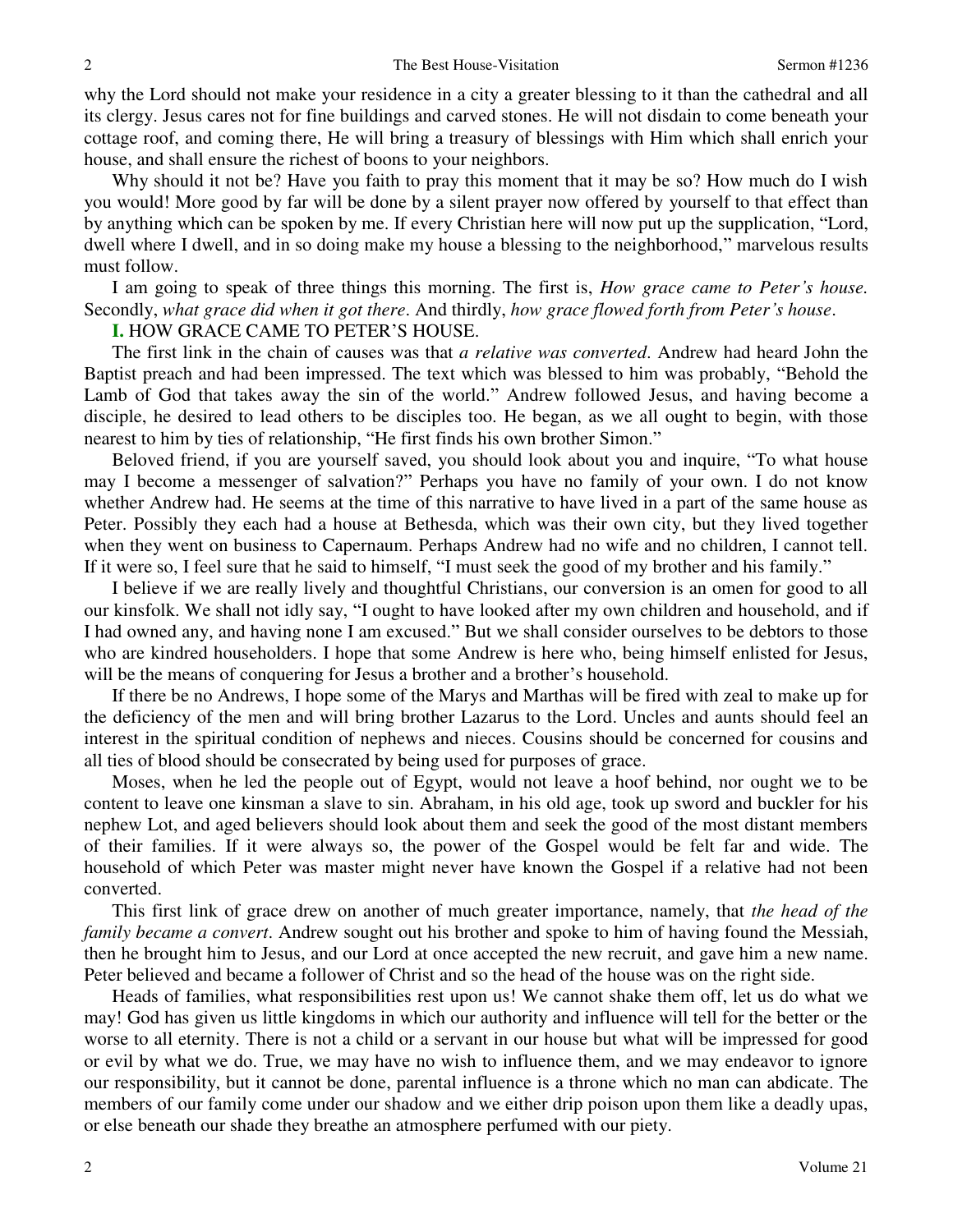why the Lord should not make your residence in a city a greater blessing to it than the cathedral and all its clergy. Jesus cares not for fine buildings and carved stones. He will not disdain to come beneath your cottage roof, and coming there, He will bring a treasury of blessings with Him which shall enrich your house, and shall ensure the richest of boons to your neighbors.

Why should it not be? Have you faith to pray this moment that it may be so? How much do I wish you would! More good by far will be done by a silent prayer now offered by yourself to that effect than by anything which can be spoken by me. If every Christian here will now put up the supplication, "Lord, dwell where I dwell, and in so doing make my house a blessing to the neighborhood," marvelous results must follow.

I am going to speak of three things this morning. The first is, *How grace came to Peter's house.* Secondly, *what grace did when it got there*. And thirdly, *how grace flowed forth from Peter's house*.

**I.** HOW GRACE CAME TO PETER'S HOUSE.

The first link in the chain of causes was that *a relative was converted*. Andrew had heard John the Baptist preach and had been impressed. The text which was blessed to him was probably, "Behold the Lamb of God that takes away the sin of the world." Andrew followed Jesus, and having become a disciple, he desired to lead others to be disciples too. He began, as we all ought to begin, with those nearest to him by ties of relationship, "He first finds his own brother Simon."

Beloved friend, if you are yourself saved, you should look about you and inquire, "To what house may I become a messenger of salvation?" Perhaps you have no family of your own. I do not know whether Andrew had. He seems at the time of this narrative to have lived in a part of the same house as Peter. Possibly they each had a house at Bethesda, which was their own city, but they lived together when they went on business to Capernaum. Perhaps Andrew had no wife and no children, I cannot tell. If it were so, I feel sure that he said to himself, "I must seek the good of my brother and his family."

I believe if we are really lively and thoughtful Christians, our conversion is an omen for good to all our kinsfolk. We shall not idly say, "I ought to have looked after my own children and household, and if I had owned any, and having none I am excused." But we shall consider ourselves to be debtors to those who are kindred householders. I hope that some Andrew is here who, being himself enlisted for Jesus, will be the means of conquering for Jesus a brother and a brother's household.

If there be no Andrews, I hope some of the Marys and Marthas will be fired with zeal to make up for the deficiency of the men and will bring brother Lazarus to the Lord. Uncles and aunts should feel an interest in the spiritual condition of nephews and nieces. Cousins should be concerned for cousins and all ties of blood should be consecrated by being used for purposes of grace.

Moses, when he led the people out of Egypt, would not leave a hoof behind, nor ought we to be content to leave one kinsman a slave to sin. Abraham, in his old age, took up sword and buckler for his nephew Lot, and aged believers should look about them and seek the good of the most distant members of their families. If it were always so, the power of the Gospel would be felt far and wide. The household of which Peter was master might never have known the Gospel if a relative had not been converted.

This first link of grace drew on another of much greater importance, namely, that *the head of the family became a convert*. Andrew sought out his brother and spoke to him of having found the Messiah, then he brought him to Jesus, and our Lord at once accepted the new recruit, and gave him a new name. Peter believed and became a follower of Christ and so the head of the house was on the right side.

Heads of families, what responsibilities rest upon us! We cannot shake them off, let us do what we may! God has given us little kingdoms in which our authority and influence will tell for the better or the worse to all eternity. There is not a child or a servant in our house but what will be impressed for good or evil by what we do. True, we may have no wish to influence them, and we may endeavor to ignore our responsibility, but it cannot be done, parental influence is a throne which no man can abdicate. The members of our family come under our shadow and we either drip poison upon them like a deadly upas, or else beneath our shade they breathe an atmosphere perfumed with our piety.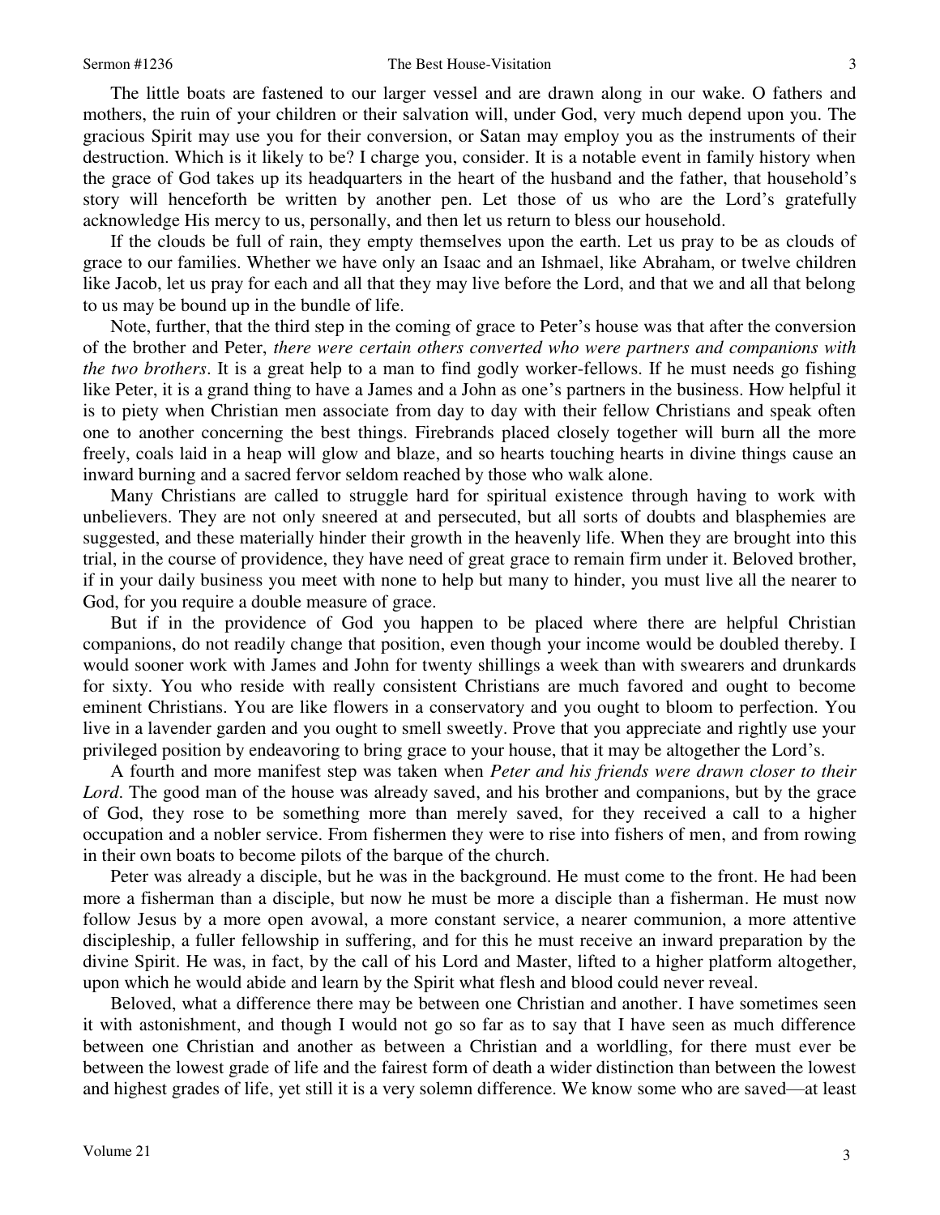The little boats are fastened to our larger vessel and are drawn along in our wake. O fathers and mothers, the ruin of your children or their salvation will, under God, very much depend upon you. The gracious Spirit may use you for their conversion, or Satan may employ you as the instruments of their destruction. Which is it likely to be? I charge you, consider. It is a notable event in family history when the grace of God takes up its headquarters in the heart of the husband and the father, that household's story will henceforth be written by another pen. Let those of us who are the Lord's gratefully acknowledge His mercy to us, personally, and then let us return to bless our household.

If the clouds be full of rain, they empty themselves upon the earth. Let us pray to be as clouds of grace to our families. Whether we have only an Isaac and an Ishmael, like Abraham, or twelve children like Jacob, let us pray for each and all that they may live before the Lord, and that we and all that belong to us may be bound up in the bundle of life.

Note, further, that the third step in the coming of grace to Peter's house was that after the conversion of the brother and Peter, *there were certain others converted who were partners and companions with the two brothers*. It is a great help to a man to find godly worker-fellows. If he must needs go fishing like Peter, it is a grand thing to have a James and a John as one's partners in the business. How helpful it is to piety when Christian men associate from day to day with their fellow Christians and speak often one to another concerning the best things. Firebrands placed closely together will burn all the more freely, coals laid in a heap will glow and blaze, and so hearts touching hearts in divine things cause an inward burning and a sacred fervor seldom reached by those who walk alone.

Many Christians are called to struggle hard for spiritual existence through having to work with unbelievers. They are not only sneered at and persecuted, but all sorts of doubts and blasphemies are suggested, and these materially hinder their growth in the heavenly life. When they are brought into this trial, in the course of providence, they have need of great grace to remain firm under it. Beloved brother, if in your daily business you meet with none to help but many to hinder, you must live all the nearer to God, for you require a double measure of grace.

But if in the providence of God you happen to be placed where there are helpful Christian companions, do not readily change that position, even though your income would be doubled thereby. I would sooner work with James and John for twenty shillings a week than with swearers and drunkards for sixty. You who reside with really consistent Christians are much favored and ought to become eminent Christians. You are like flowers in a conservatory and you ought to bloom to perfection. You live in a lavender garden and you ought to smell sweetly. Prove that you appreciate and rightly use your privileged position by endeavoring to bring grace to your house, that it may be altogether the Lord's.

A fourth and more manifest step was taken when *Peter and his friends were drawn closer to their Lord*. The good man of the house was already saved, and his brother and companions, but by the grace of God, they rose to be something more than merely saved, for they received a call to a higher occupation and a nobler service. From fishermen they were to rise into fishers of men, and from rowing in their own boats to become pilots of the barque of the church.

Peter was already a disciple, but he was in the background. He must come to the front. He had been more a fisherman than a disciple, but now he must be more a disciple than a fisherman. He must now follow Jesus by a more open avowal, a more constant service, a nearer communion, a more attentive discipleship, a fuller fellowship in suffering, and for this he must receive an inward preparation by the divine Spirit. He was, in fact, by the call of his Lord and Master, lifted to a higher platform altogether, upon which he would abide and learn by the Spirit what flesh and blood could never reveal.

Beloved, what a difference there may be between one Christian and another. I have sometimes seen it with astonishment, and though I would not go so far as to say that I have seen as much difference between one Christian and another as between a Christian and a worldling, for there must ever be between the lowest grade of life and the fairest form of death a wider distinction than between the lowest and highest grades of life, yet still it is a very solemn difference. We know some who are saved—at least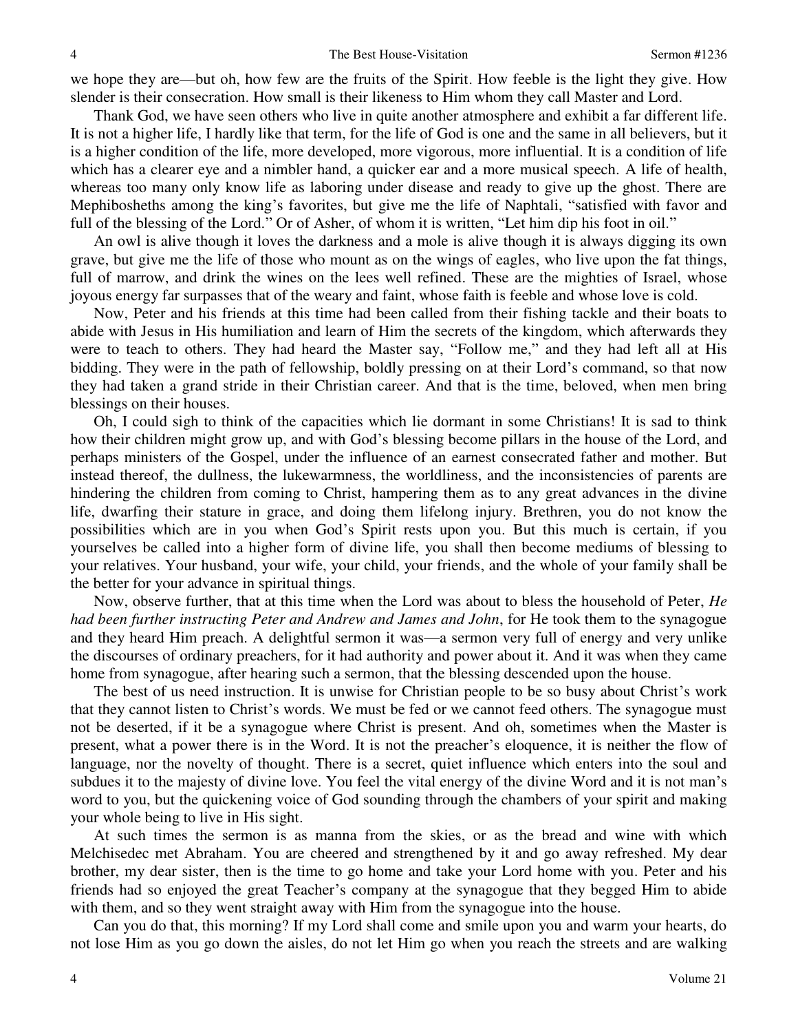we hope they are—but oh, how few are the fruits of the Spirit. How feeble is the light they give. How slender is their consecration. How small is their likeness to Him whom they call Master and Lord.

Thank God, we have seen others who live in quite another atmosphere and exhibit a far different life. It is not a higher life, I hardly like that term, for the life of God is one and the same in all believers, but it is a higher condition of the life, more developed, more vigorous, more influential. It is a condition of life which has a clearer eye and a nimbler hand, a quicker ear and a more musical speech. A life of health, whereas too many only know life as laboring under disease and ready to give up the ghost. There are Mephibosheths among the king's favorites, but give me the life of Naphtali, "satisfied with favor and full of the blessing of the Lord." Or of Asher, of whom it is written, "Let him dip his foot in oil."

An owl is alive though it loves the darkness and a mole is alive though it is always digging its own grave, but give me the life of those who mount as on the wings of eagles, who live upon the fat things, full of marrow, and drink the wines on the lees well refined. These are the mighties of Israel, whose joyous energy far surpasses that of the weary and faint, whose faith is feeble and whose love is cold.

Now, Peter and his friends at this time had been called from their fishing tackle and their boats to abide with Jesus in His humiliation and learn of Him the secrets of the kingdom, which afterwards they were to teach to others. They had heard the Master say, "Follow me," and they had left all at His bidding. They were in the path of fellowship, boldly pressing on at their Lord's command, so that now they had taken a grand stride in their Christian career. And that is the time, beloved, when men bring blessings on their houses.

Oh, I could sigh to think of the capacities which lie dormant in some Christians! It is sad to think how their children might grow up, and with God's blessing become pillars in the house of the Lord, and perhaps ministers of the Gospel, under the influence of an earnest consecrated father and mother. But instead thereof, the dullness, the lukewarmness, the worldliness, and the inconsistencies of parents are hindering the children from coming to Christ, hampering them as to any great advances in the divine life, dwarfing their stature in grace, and doing them lifelong injury. Brethren, you do not know the possibilities which are in you when God's Spirit rests upon you. But this much is certain, if you yourselves be called into a higher form of divine life, you shall then become mediums of blessing to your relatives. Your husband, your wife, your child, your friends, and the whole of your family shall be the better for your advance in spiritual things.

Now, observe further, that at this time when the Lord was about to bless the household of Peter, *He had been further instructing Peter and Andrew and James and John*, for He took them to the synagogue and they heard Him preach. A delightful sermon it was—a sermon very full of energy and very unlike the discourses of ordinary preachers, for it had authority and power about it. And it was when they came home from synagogue, after hearing such a sermon, that the blessing descended upon the house.

The best of us need instruction. It is unwise for Christian people to be so busy about Christ's work that they cannot listen to Christ's words. We must be fed or we cannot feed others. The synagogue must not be deserted, if it be a synagogue where Christ is present. And oh, sometimes when the Master is present, what a power there is in the Word. It is not the preacher's eloquence, it is neither the flow of language, nor the novelty of thought. There is a secret, quiet influence which enters into the soul and subdues it to the majesty of divine love. You feel the vital energy of the divine Word and it is not man's word to you, but the quickening voice of God sounding through the chambers of your spirit and making your whole being to live in His sight.

At such times the sermon is as manna from the skies, or as the bread and wine with which Melchisedec met Abraham. You are cheered and strengthened by it and go away refreshed. My dear brother, my dear sister, then is the time to go home and take your Lord home with you. Peter and his friends had so enjoyed the great Teacher's company at the synagogue that they begged Him to abide with them, and so they went straight away with Him from the synagogue into the house.

Can you do that, this morning? If my Lord shall come and smile upon you and warm your hearts, do not lose Him as you go down the aisles, do not let Him go when you reach the streets and are walking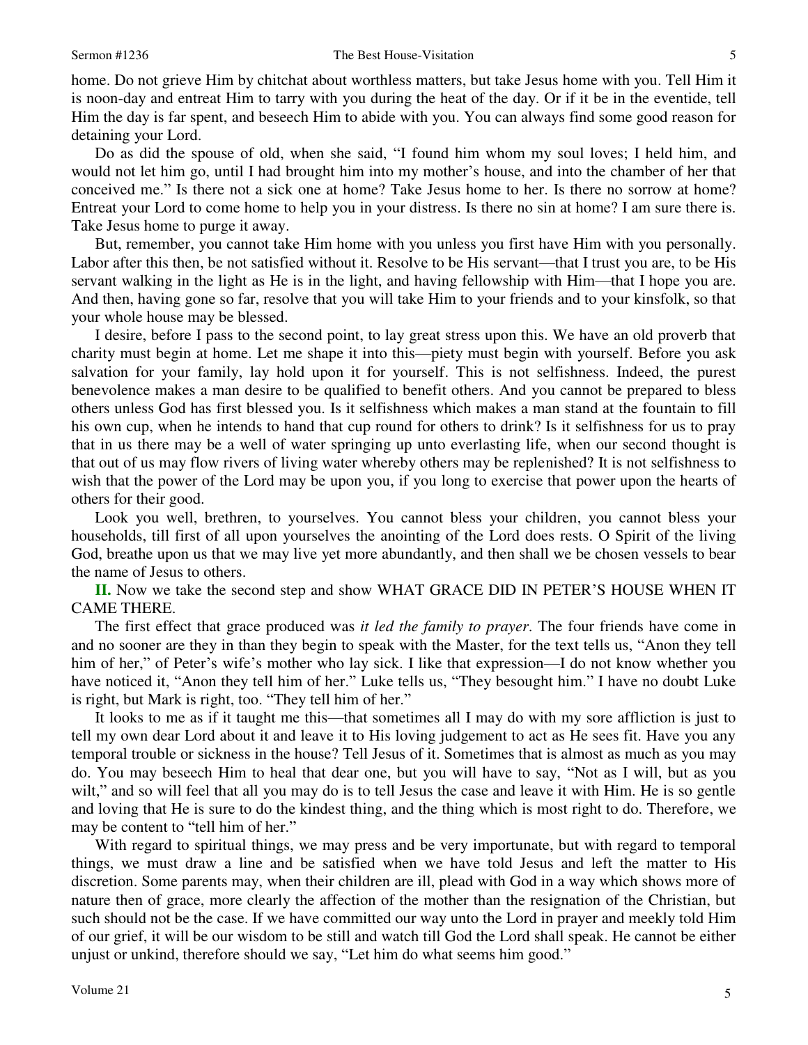home. Do not grieve Him by chitchat about worthless matters, but take Jesus home with you. Tell Him it is noon-day and entreat Him to tarry with you during the heat of the day. Or if it be in the eventide, tell Him the day is far spent, and beseech Him to abide with you. You can always find some good reason for detaining your Lord.

Do as did the spouse of old, when she said, "I found him whom my soul loves; I held him, and would not let him go, until I had brought him into my mother's house, and into the chamber of her that conceived me." Is there not a sick one at home? Take Jesus home to her. Is there no sorrow at home? Entreat your Lord to come home to help you in your distress. Is there no sin at home? I am sure there is. Take Jesus home to purge it away.

But, remember, you cannot take Him home with you unless you first have Him with you personally. Labor after this then, be not satisfied without it. Resolve to be His servant—that I trust you are, to be His servant walking in the light as He is in the light, and having fellowship with Him—that I hope you are. And then, having gone so far, resolve that you will take Him to your friends and to your kinsfolk, so that your whole house may be blessed.

I desire, before I pass to the second point, to lay great stress upon this. We have an old proverb that charity must begin at home. Let me shape it into this—piety must begin with yourself. Before you ask salvation for your family, lay hold upon it for yourself. This is not selfishness. Indeed, the purest benevolence makes a man desire to be qualified to benefit others. And you cannot be prepared to bless others unless God has first blessed you. Is it selfishness which makes a man stand at the fountain to fill his own cup, when he intends to hand that cup round for others to drink? Is it selfishness for us to pray that in us there may be a well of water springing up unto everlasting life, when our second thought is that out of us may flow rivers of living water whereby others may be replenished? It is not selfishness to wish that the power of the Lord may be upon you, if you long to exercise that power upon the hearts of others for their good.

Look you well, brethren, to yourselves. You cannot bless your children, you cannot bless your households, till first of all upon yourselves the anointing of the Lord does rests. O Spirit of the living God, breathe upon us that we may live yet more abundantly, and then shall we be chosen vessels to bear the name of Jesus to others.

**II.** Now we take the second step and show WHAT GRACE DID IN PETER'S HOUSE WHEN IT CAME THERE.

The first effect that grace produced was *it led the family to prayer*. The four friends have come in and no sooner are they in than they begin to speak with the Master, for the text tells us, "Anon they tell him of her," of Peter's wife's mother who lay sick. I like that expression—I do not know whether you have noticed it, "Anon they tell him of her." Luke tells us, "They besought him." I have no doubt Luke is right, but Mark is right, too. "They tell him of her."

It looks to me as if it taught me this—that sometimes all I may do with my sore affliction is just to tell my own dear Lord about it and leave it to His loving judgement to act as He sees fit. Have you any temporal trouble or sickness in the house? Tell Jesus of it. Sometimes that is almost as much as you may do. You may beseech Him to heal that dear one, but you will have to say, "Not as I will, but as you wilt," and so will feel that all you may do is to tell Jesus the case and leave it with Him. He is so gentle and loving that He is sure to do the kindest thing, and the thing which is most right to do. Therefore, we may be content to "tell him of her."

With regard to spiritual things, we may press and be very importunate, but with regard to temporal things, we must draw a line and be satisfied when we have told Jesus and left the matter to His discretion. Some parents may, when their children are ill, plead with God in a way which shows more of nature then of grace, more clearly the affection of the mother than the resignation of the Christian, but such should not be the case. If we have committed our way unto the Lord in prayer and meekly told Him of our grief, it will be our wisdom to be still and watch till God the Lord shall speak. He cannot be either unjust or unkind, therefore should we say, "Let him do what seems him good."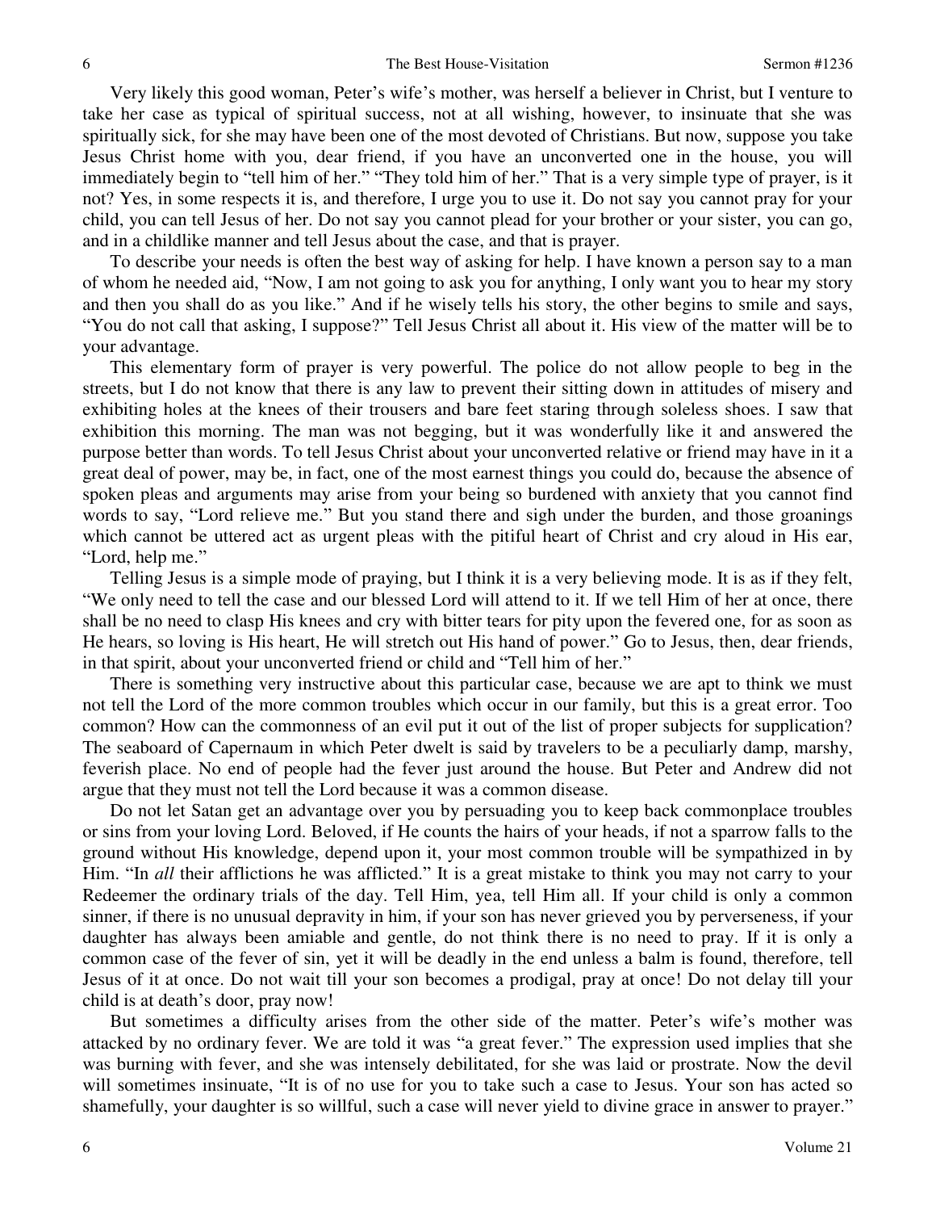Very likely this good woman, Peter's wife's mother, was herself a believer in Christ, but I venture to take her case as typical of spiritual success, not at all wishing, however, to insinuate that she was spiritually sick, for she may have been one of the most devoted of Christians. But now, suppose you take Jesus Christ home with you, dear friend, if you have an unconverted one in the house, you will immediately begin to "tell him of her." "They told him of her." That is a very simple type of prayer, is it not? Yes, in some respects it is, and therefore, I urge you to use it. Do not say you cannot pray for your child, you can tell Jesus of her. Do not say you cannot plead for your brother or your sister, you can go, and in a childlike manner and tell Jesus about the case, and that is prayer.

To describe your needs is often the best way of asking for help. I have known a person say to a man of whom he needed aid, "Now, I am not going to ask you for anything, I only want you to hear my story and then you shall do as you like." And if he wisely tells his story, the other begins to smile and says, "You do not call that asking, I suppose?" Tell Jesus Christ all about it. His view of the matter will be to your advantage.

This elementary form of prayer is very powerful. The police do not allow people to beg in the streets, but I do not know that there is any law to prevent their sitting down in attitudes of misery and exhibiting holes at the knees of their trousers and bare feet staring through soleless shoes. I saw that exhibition this morning. The man was not begging, but it was wonderfully like it and answered the purpose better than words. To tell Jesus Christ about your unconverted relative or friend may have in it a great deal of power, may be, in fact, one of the most earnest things you could do, because the absence of spoken pleas and arguments may arise from your being so burdened with anxiety that you cannot find words to say, "Lord relieve me." But you stand there and sigh under the burden, and those groanings which cannot be uttered act as urgent pleas with the pitiful heart of Christ and cry aloud in His ear, "Lord, help me."

Telling Jesus is a simple mode of praying, but I think it is a very believing mode. It is as if they felt, "We only need to tell the case and our blessed Lord will attend to it. If we tell Him of her at once, there shall be no need to clasp His knees and cry with bitter tears for pity upon the fevered one, for as soon as He hears, so loving is His heart, He will stretch out His hand of power." Go to Jesus, then, dear friends, in that spirit, about your unconverted friend or child and "Tell him of her."

There is something very instructive about this particular case, because we are apt to think we must not tell the Lord of the more common troubles which occur in our family, but this is a great error. Too common? How can the commonness of an evil put it out of the list of proper subjects for supplication? The seaboard of Capernaum in which Peter dwelt is said by travelers to be a peculiarly damp, marshy, feverish place. No end of people had the fever just around the house. But Peter and Andrew did not argue that they must not tell the Lord because it was a common disease.

Do not let Satan get an advantage over you by persuading you to keep back commonplace troubles or sins from your loving Lord. Beloved, if He counts the hairs of your heads, if not a sparrow falls to the ground without His knowledge, depend upon it, your most common trouble will be sympathized in by Him. "In *all* their afflictions he was afflicted." It is a great mistake to think you may not carry to your Redeemer the ordinary trials of the day. Tell Him, yea, tell Him all. If your child is only a common sinner, if there is no unusual depravity in him, if your son has never grieved you by perverseness, if your daughter has always been amiable and gentle, do not think there is no need to pray. If it is only a common case of the fever of sin, yet it will be deadly in the end unless a balm is found, therefore, tell Jesus of it at once. Do not wait till your son becomes a prodigal, pray at once! Do not delay till your child is at death's door, pray now!

But sometimes a difficulty arises from the other side of the matter. Peter's wife's mother was attacked by no ordinary fever. We are told it was "a great fever." The expression used implies that she was burning with fever, and she was intensely debilitated, for she was laid or prostrate. Now the devil will sometimes insinuate, "It is of no use for you to take such a case to Jesus. Your son has acted so shamefully, your daughter is so willful, such a case will never yield to divine grace in answer to prayer."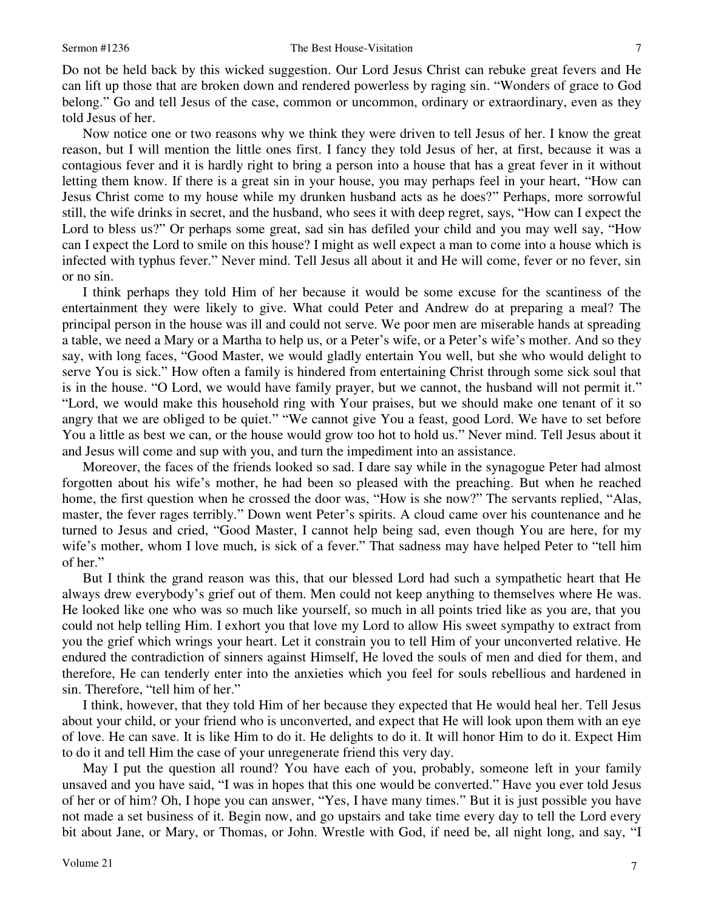Do not be held back by this wicked suggestion. Our Lord Jesus Christ can rebuke great fevers and He can lift up those that are broken down and rendered powerless by raging sin. "Wonders of grace to God belong." Go and tell Jesus of the case, common or uncommon, ordinary or extraordinary, even as they told Jesus of her.

Now notice one or two reasons why we think they were driven to tell Jesus of her. I know the great reason, but I will mention the little ones first. I fancy they told Jesus of her, at first, because it was a contagious fever and it is hardly right to bring a person into a house that has a great fever in it without letting them know. If there is a great sin in your house, you may perhaps feel in your heart, "How can Jesus Christ come to my house while my drunken husband acts as he does?" Perhaps, more sorrowful still, the wife drinks in secret, and the husband, who sees it with deep regret, says, "How can I expect the Lord to bless us?" Or perhaps some great, sad sin has defiled your child and you may well say, "How can I expect the Lord to smile on this house? I might as well expect a man to come into a house which is infected with typhus fever." Never mind. Tell Jesus all about it and He will come, fever or no fever, sin or no sin.

I think perhaps they told Him of her because it would be some excuse for the scantiness of the entertainment they were likely to give. What could Peter and Andrew do at preparing a meal? The principal person in the house was ill and could not serve. We poor men are miserable hands at spreading a table, we need a Mary or a Martha to help us, or a Peter's wife, or a Peter's wife's mother. And so they say, with long faces, "Good Master, we would gladly entertain You well, but she who would delight to serve You is sick." How often a family is hindered from entertaining Christ through some sick soul that is in the house. "O Lord, we would have family prayer, but we cannot, the husband will not permit it." "Lord, we would make this household ring with Your praises, but we should make one tenant of it so angry that we are obliged to be quiet." "We cannot give You a feast, good Lord. We have to set before You a little as best we can, or the house would grow too hot to hold us." Never mind. Tell Jesus about it and Jesus will come and sup with you, and turn the impediment into an assistance.

Moreover, the faces of the friends looked so sad. I dare say while in the synagogue Peter had almost forgotten about his wife's mother, he had been so pleased with the preaching. But when he reached home, the first question when he crossed the door was, "How is she now?" The servants replied, "Alas, master, the fever rages terribly." Down went Peter's spirits. A cloud came over his countenance and he turned to Jesus and cried, "Good Master, I cannot help being sad, even though You are here, for my wife's mother, whom I love much, is sick of a fever." That sadness may have helped Peter to "tell him of her."

But I think the grand reason was this, that our blessed Lord had such a sympathetic heart that He always drew everybody's grief out of them. Men could not keep anything to themselves where He was. He looked like one who was so much like yourself, so much in all points tried like as you are, that you could not help telling Him. I exhort you that love my Lord to allow His sweet sympathy to extract from you the grief which wrings your heart. Let it constrain you to tell Him of your unconverted relative. He endured the contradiction of sinners against Himself, He loved the souls of men and died for them, and therefore, He can tenderly enter into the anxieties which you feel for souls rebellious and hardened in sin. Therefore, "tell him of her."

I think, however, that they told Him of her because they expected that He would heal her. Tell Jesus about your child, or your friend who is unconverted, and expect that He will look upon them with an eye of love. He can save. It is like Him to do it. He delights to do it. It will honor Him to do it. Expect Him to do it and tell Him the case of your unregenerate friend this very day.

May I put the question all round? You have each of you, probably, someone left in your family unsaved and you have said, "I was in hopes that this one would be converted." Have you ever told Jesus of her or of him? Oh, I hope you can answer, "Yes, I have many times." But it is just possible you have not made a set business of it. Begin now, and go upstairs and take time every day to tell the Lord every bit about Jane, or Mary, or Thomas, or John. Wrestle with God, if need be, all night long, and say, "I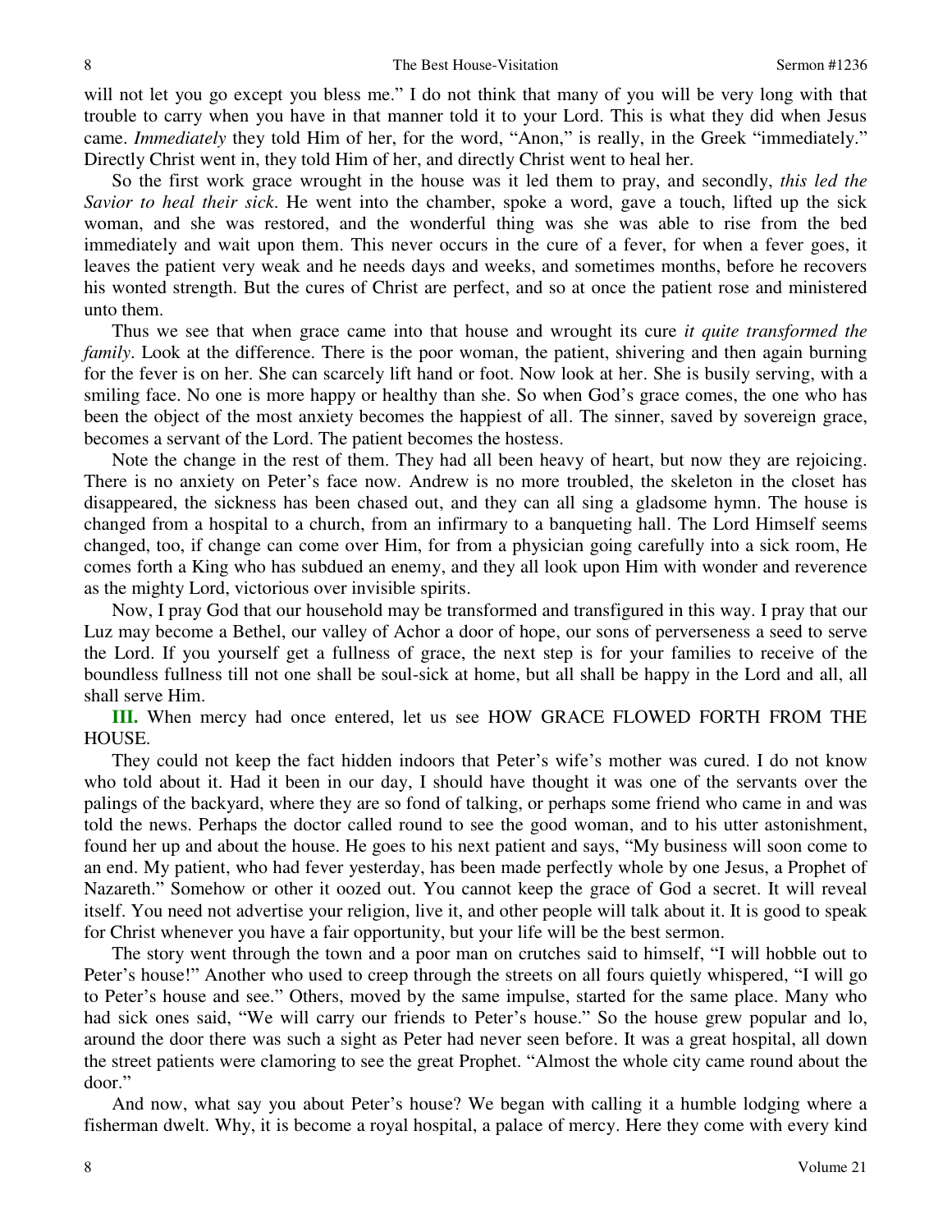will not let you go except you bless me." I do not think that many of you will be very long with that trouble to carry when you have in that manner told it to your Lord. This is what they did when Jesus came. *Immediately* they told Him of her, for the word, "Anon," is really, in the Greek "immediately." Directly Christ went in, they told Him of her, and directly Christ went to heal her.

So the first work grace wrought in the house was it led them to pray, and secondly, *this led the Savior to heal their sick*. He went into the chamber, spoke a word, gave a touch, lifted up the sick woman, and she was restored, and the wonderful thing was she was able to rise from the bed immediately and wait upon them. This never occurs in the cure of a fever, for when a fever goes, it leaves the patient very weak and he needs days and weeks, and sometimes months, before he recovers his wonted strength. But the cures of Christ are perfect, and so at once the patient rose and ministered unto them.

Thus we see that when grace came into that house and wrought its cure *it quite transformed the family*. Look at the difference. There is the poor woman, the patient, shivering and then again burning for the fever is on her. She can scarcely lift hand or foot. Now look at her. She is busily serving, with a smiling face. No one is more happy or healthy than she. So when God's grace comes, the one who has been the object of the most anxiety becomes the happiest of all. The sinner, saved by sovereign grace, becomes a servant of the Lord. The patient becomes the hostess.

Note the change in the rest of them. They had all been heavy of heart, but now they are rejoicing. There is no anxiety on Peter's face now. Andrew is no more troubled, the skeleton in the closet has disappeared, the sickness has been chased out, and they can all sing a gladsome hymn. The house is changed from a hospital to a church, from an infirmary to a banqueting hall. The Lord Himself seems changed, too, if change can come over Him, for from a physician going carefully into a sick room, He comes forth a King who has subdued an enemy, and they all look upon Him with wonder and reverence as the mighty Lord, victorious over invisible spirits.

Now, I pray God that our household may be transformed and transfigured in this way. I pray that our Luz may become a Bethel, our valley of Achor a door of hope, our sons of perverseness a seed to serve the Lord. If you yourself get a fullness of grace, the next step is for your families to receive of the boundless fullness till not one shall be soul-sick at home, but all shall be happy in the Lord and all, all shall serve Him.

**III.** When mercy had once entered, let us see HOW GRACE FLOWED FORTH FROM THE HOUSE.

They could not keep the fact hidden indoors that Peter's wife's mother was cured. I do not know who told about it. Had it been in our day, I should have thought it was one of the servants over the palings of the backyard, where they are so fond of talking, or perhaps some friend who came in and was told the news. Perhaps the doctor called round to see the good woman, and to his utter astonishment, found her up and about the house. He goes to his next patient and says, "My business will soon come to an end. My patient, who had fever yesterday, has been made perfectly whole by one Jesus, a Prophet of Nazareth." Somehow or other it oozed out. You cannot keep the grace of God a secret. It will reveal itself. You need not advertise your religion, live it, and other people will talk about it. It is good to speak for Christ whenever you have a fair opportunity, but your life will be the best sermon.

The story went through the town and a poor man on crutches said to himself, "I will hobble out to Peter's house!" Another who used to creep through the streets on all fours quietly whispered, "I will go to Peter's house and see." Others, moved by the same impulse, started for the same place. Many who had sick ones said, "We will carry our friends to Peter's house." So the house grew popular and lo, around the door there was such a sight as Peter had never seen before. It was a great hospital, all down the street patients were clamoring to see the great Prophet. "Almost the whole city came round about the door."

And now, what say you about Peter's house? We began with calling it a humble lodging where a fisherman dwelt. Why, it is become a royal hospital, a palace of mercy. Here they come with every kind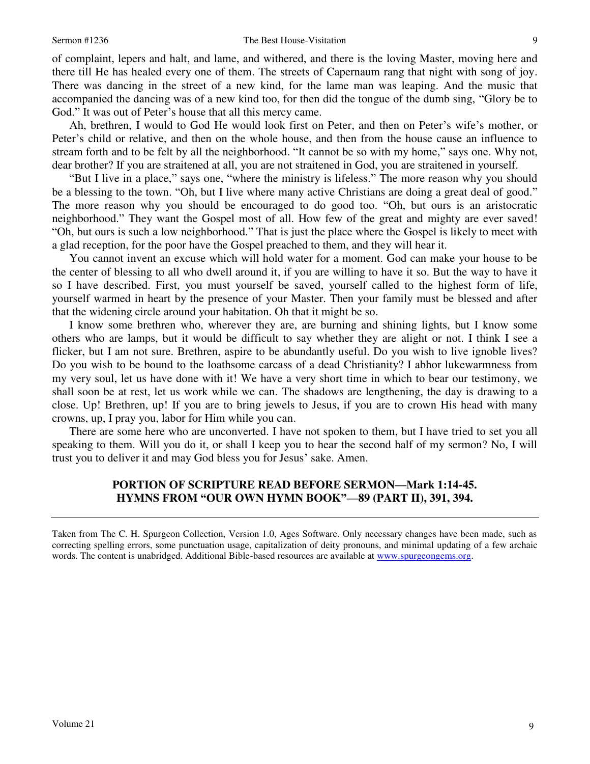of complaint, lepers and halt, and lame, and withered, and there is the loving Master, moving here and there till He has healed every one of them. The streets of Capernaum rang that night with song of joy. There was dancing in the street of a new kind, for the lame man was leaping. And the music that accompanied the dancing was of a new kind too, for then did the tongue of the dumb sing, "Glory be to God." It was out of Peter's house that all this mercy came.

Ah, brethren, I would to God He would look first on Peter, and then on Peter's wife's mother, or Peter's child or relative, and then on the whole house, and then from the house cause an influence to stream forth and to be felt by all the neighborhood. "It cannot be so with my home," says one. Why not, dear brother? If you are straitened at all, you are not straitened in God, you are straitened in yourself.

"But I live in a place," says one, "where the ministry is lifeless." The more reason why you should be a blessing to the town. "Oh, but I live where many active Christians are doing a great deal of good." The more reason why you should be encouraged to do good too. "Oh, but ours is an aristocratic neighborhood." They want the Gospel most of all. How few of the great and mighty are ever saved! "Oh, but ours is such a low neighborhood." That is just the place where the Gospel is likely to meet with a glad reception, for the poor have the Gospel preached to them, and they will hear it.

You cannot invent an excuse which will hold water for a moment. God can make your house to be the center of blessing to all who dwell around it, if you are willing to have it so. But the way to have it so I have described. First, you must yourself be saved, yourself called to the highest form of life, yourself warmed in heart by the presence of your Master. Then your family must be blessed and after that the widening circle around your habitation. Oh that it might be so.

I know some brethren who, wherever they are, are burning and shining lights, but I know some others who are lamps, but it would be difficult to say whether they are alight or not. I think I see a flicker, but I am not sure. Brethren, aspire to be abundantly useful. Do you wish to live ignoble lives? Do you wish to be bound to the loathsome carcass of a dead Christianity? I abhor lukewarmness from my very soul, let us have done with it! We have a very short time in which to bear our testimony, we shall soon be at rest, let us work while we can. The shadows are lengthening, the day is drawing to a close. Up! Brethren, up! If you are to bring jewels to Jesus, if you are to crown His head with many crowns, up, I pray you, labor for Him while you can.

There are some here who are unconverted. I have not spoken to them, but I have tried to set you all speaking to them. Will you do it, or shall I keep you to hear the second half of my sermon? No, I will trust you to deliver it and may God bless you for Jesus' sake. Amen.

**PORTION OF SCRIPTURE READ BEFORE SERMON—Mark 1:14-45.**
**HYMNS FROM "OUR OWN HYMN BOOK"—89 (PART II), 391, 394.**

---

Taken from The C. H. Spurgeon Collection, Version 1.0, Ages Software. Only necessary changes have been made, such as correcting spelling errors, some punctuation usage, capitalization of deity pronouns, and minimal updating of a few archaic words. The content is unabridged. Additional Bible-based resources are available at www.spurgeongems.org.